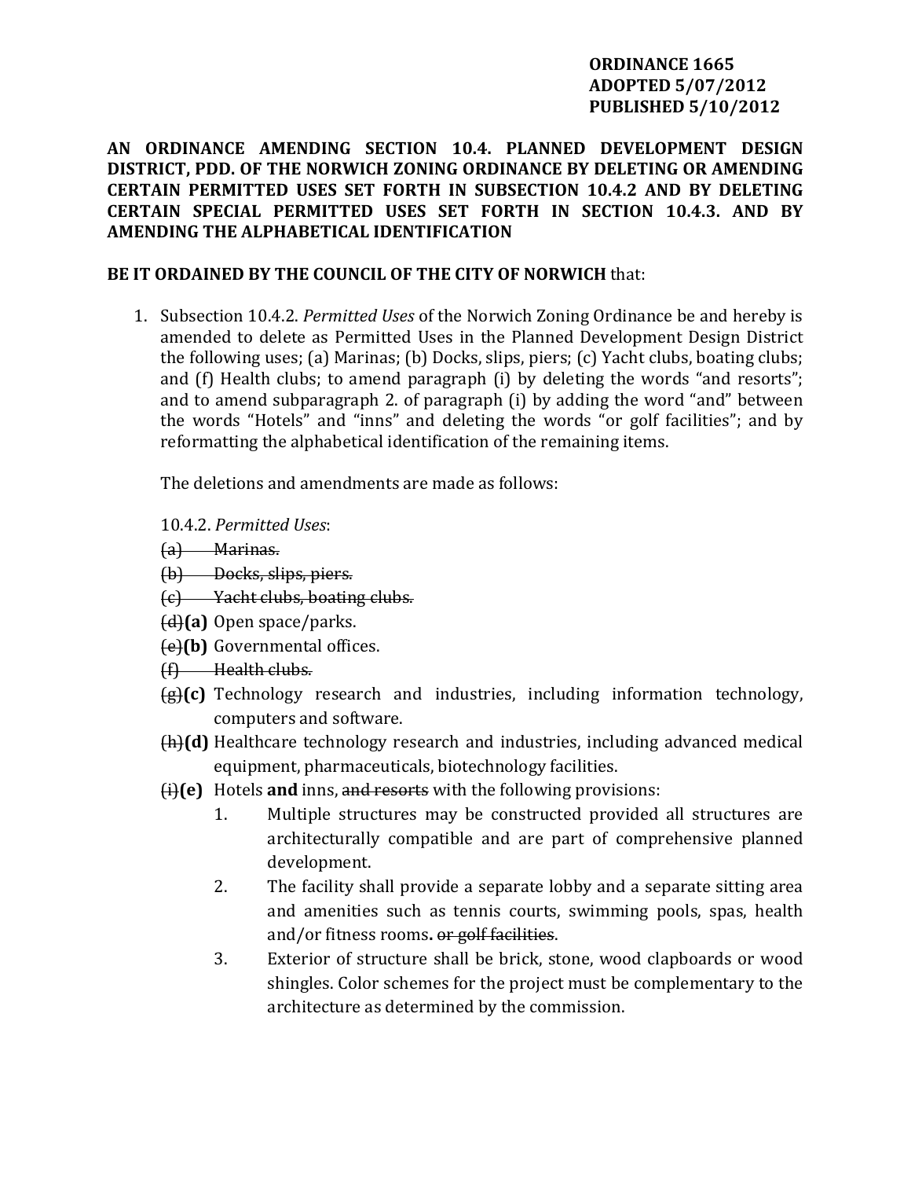**ORDINANCE 1665**
**ADOPTED 5/07/2012**
**PUBLISHED 5/10/2012**

**AN ORDINANCE AMENDING SECTION 10.4. PLANNED DEVELOPMENT DESIGN DISTRICT, PDD. OF THE NORWICH ZONING ORDINANCE BY DELETING OR AMENDING CERTAIN PERMITTED USES SET FORTH IN SUBSECTION 10.4.2 AND BY DELETING CERTAIN SPECIAL PERMITTED USES SET FORTH IN SECTION 10.4.3. AND BY AMENDING THE ALPHABETICAL IDENTIFICATION**

**BE IT ORDAINED BY THE COUNCIL OF THE CITY OF NORWICH** that:

1. Subsection 10.4.2. *Permitted Uses* of the Norwich Zoning Ordinance be and hereby is amended to delete as Permitted Uses in the Planned Development Design District the following uses; (a) Marinas; (b) Docks, slips, piers; (c) Yacht clubs, boating clubs; and (f) Health clubs; to amend paragraph (i) by deleting the words "and resorts"; and to amend subparagraph 2. of paragraph (i) by adding the word "and" between the words "Hotels" and "inns" and deleting the words "or golf facilities"; and by reformatting the alphabetical identification of the remaining items.

   The deletions and amendments are made as follows:

   10.4.2. *Permitted Uses*:

   ~~(a) Marinas.~~
   ~~(b) Docks, slips, piers.~~
   ~~(c) Yacht clubs, boating clubs.~~
   ~~(d)~~**(a)** Open space/parks.
   ~~(e)~~**(b)** Governmental offices.
   ~~(f) Health clubs.~~
   ~~(g)~~**(c)** Technology research and industries, including information technology, computers and software.
   ~~(h)~~**(d)** Healthcare technology research and industries, including advanced medical equipment, pharmaceuticals, biotechnology facilities.
   ~~(i)~~**(e)** Hotels **and** inns, ~~and resorts~~ with the following provisions:

   1. Multiple structures may be constructed provided all structures are architecturally compatible and are part of comprehensive planned development.
   2. The facility shall provide a separate lobby and a separate sitting area and amenities such as tennis courts, swimming pools, spas, health and/or fitness rooms**.** ~~or golf facilities~~.
   3. Exterior of structure shall be brick, stone, wood clapboards or wood shingles. Color schemes for the project must be complementary to the architecture as determined by the commission.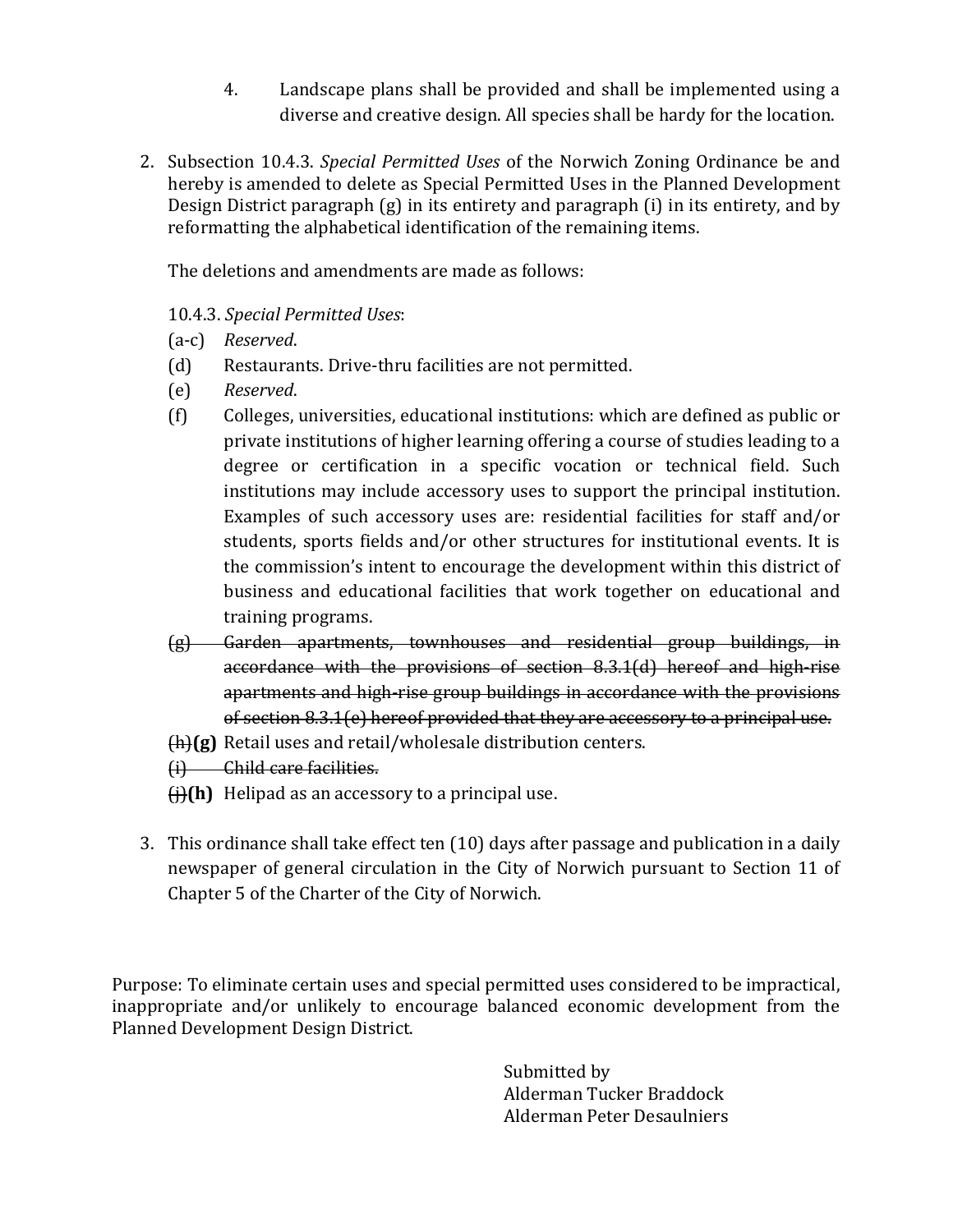4. Landscape plans shall be provided and shall be implemented using a diverse and creative design. All species shall be hardy for the location.

2. Subsection 10.4.3. *Special Permitted Uses* of the Norwich Zoning Ordinance be and hereby is amended to delete as Special Permitted Uses in the Planned Development Design District paragraph (g) in its entirety and paragraph (i) in its entirety, and by reformatting the alphabetical identification of the remaining items.

   The deletions and amendments are made as follows:

   10.4.3. *Special Permitted Uses*:

   (a-c) *Reserved*.

   (d) Restaurants. Drive-thru facilities are not permitted.

   (e) *Reserved*.

   (f) Colleges, universities, educational institutions: which are defined as public or private institutions of higher learning offering a course of studies leading to a degree or certification in a specific vocation or technical field. Such institutions may include accessory uses to support the principal institution. Examples of such accessory uses are: residential facilities for staff and/or students, sports fields and/or other structures for institutional events. It is the commission's intent to encourage the development within this district of business and educational facilities that work together on educational and training programs.

   ~~(g) Garden apartments, townhouses and residential group buildings, in accordance with the provisions of section 8.3.1(d) hereof and high-rise apartments and high-rise group buildings in accordance with the provisions of section 8.3.1(e) hereof provided that they are accessory to a principal use.~~

   ~~(h)~~**(g)** Retail uses and retail/wholesale distribution centers.

   ~~(i) Child care facilities.~~

   ~~(j)~~**(h)** Helipad as an accessory to a principal use.

3. This ordinance shall take effect ten (10) days after passage and publication in a daily newspaper of general circulation in the City of Norwich pursuant to Section 11 of Chapter 5 of the Charter of the City of Norwich.

Purpose: To eliminate certain uses and special permitted uses considered to be impractical, inappropriate and/or unlikely to encourage balanced economic development from the Planned Development Design District.

Submitted by
Alderman Tucker Braddock
Alderman Peter Desaulniers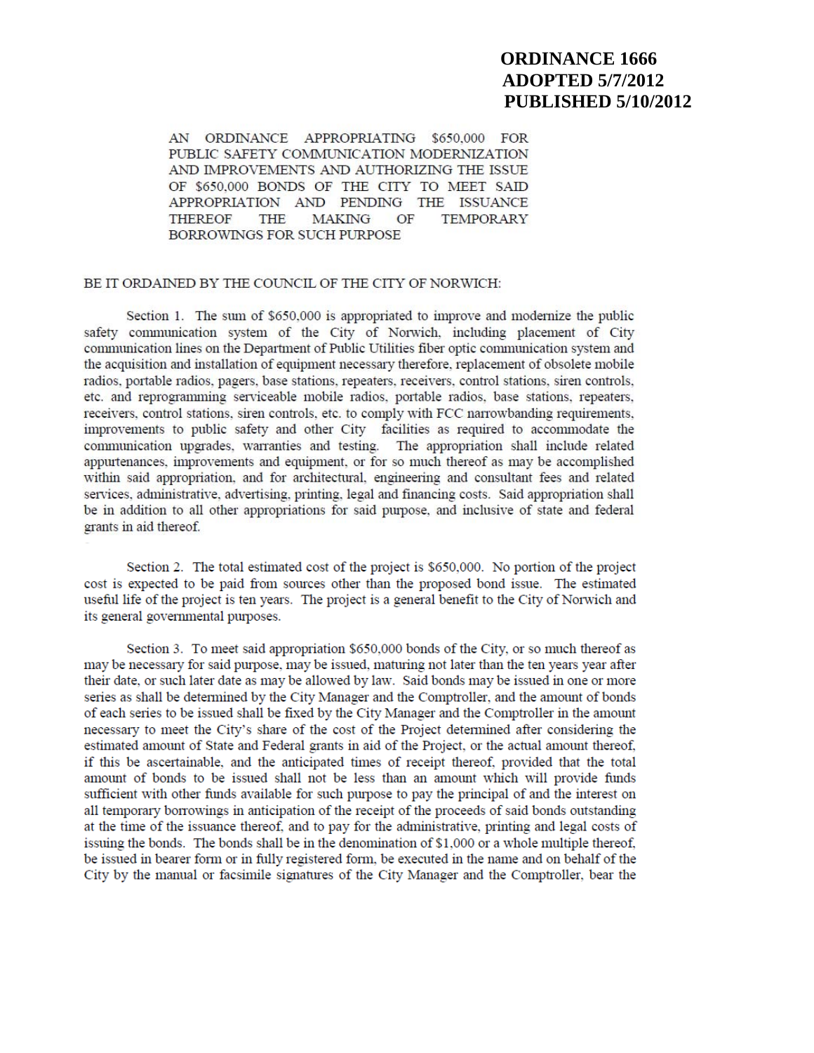**ORDINANCE 1666**
**ADOPTED 5/7/2012**
**PUBLISHED 5/10/2012**

AN ORDINANCE APPROPRIATING $650,000 FOR PUBLIC SAFETY COMMUNICATION MODERNIZATION AND IMPROVEMENTS AND AUTHORIZING THE ISSUE OF $650,000 BONDS OF THE CITY TO MEET SAID APPROPRIATION AND PENDING THE ISSUANCE THEREOF THE MAKING OF TEMPORARY BORROWINGS FOR SUCH PURPOSE

BE IT ORDAINED BY THE COUNCIL OF THE CITY OF NORWICH:

Section 1. The sum of $650,000 is appropriated to improve and modernize the public safety communication system of the City of Norwich, including placement of City communication lines on the Department of Public Utilities fiber optic communication system and the acquisition and installation of equipment necessary therefore, replacement of obsolete mobile radios, portable radios, pagers, base stations, repeaters, receivers, control stations, siren controls, etc. and reprogramming serviceable mobile radios, portable radios, base stations, repeaters, receivers, control stations, siren controls, etc. to comply with FCC narrowbanding requirements, improvements to public safety and other City facilities as required to accommodate the communication upgrades, warranties and testing. The appropriation shall include related appurtenances, improvements and equipment, or for so much thereof as may be accomplished within said appropriation, and for architectural, engineering and consultant fees and related services, administrative, advertising, printing, legal and financing costs. Said appropriation shall be in addition to all other appropriations for said purpose, and inclusive of state and federal grants in aid thereof.

Section 2. The total estimated cost of the project is $650,000. No portion of the project cost is expected to be paid from sources other than the proposed bond issue. The estimated useful life of the project is ten years. The project is a general benefit to the City of Norwich and its general governmental purposes.

Section 3. To meet said appropriation $650,000 bonds of the City, or so much thereof as may be necessary for said purpose, may be issued, maturing not later than the ten years year after their date, or such later date as may be allowed by law. Said bonds may be issued in one or more series as shall be determined by the City Manager and the Comptroller, and the amount of bonds of each series to be issued shall be fixed by the City Manager and the Comptroller in the amount necessary to meet the City's share of the cost of the Project determined after considering the estimated amount of State and Federal grants in aid of the Project, or the actual amount thereof, if this be ascertainable, and the anticipated times of receipt thereof, provided that the total amount of bonds to be issued shall not be less than an amount which will provide funds sufficient with other funds available for such purpose to pay the principal of and the interest on all temporary borrowings in anticipation of the receipt of the proceeds of said bonds outstanding at the time of the issuance thereof, and to pay for the administrative, printing and legal costs of issuing the bonds. The bonds shall be in the denomination of $1,000 or a whole multiple thereof, be issued in bearer form or in fully registered form, be executed in the name and on behalf of the City by the manual or facsimile signatures of the City Manager and the Comptroller, bear the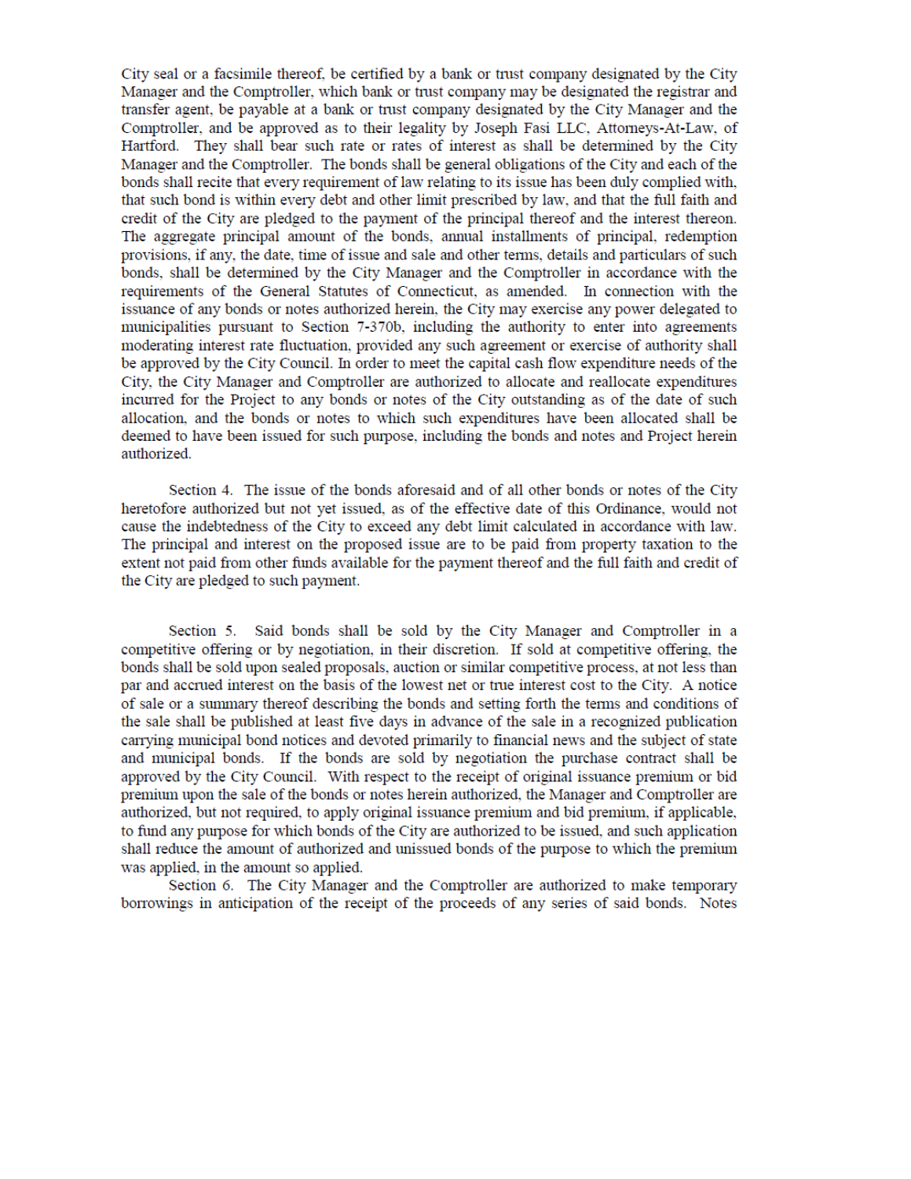City seal or a facsimile thereof, be certified by a bank or trust company designated by the City Manager and the Comptroller, which bank or trust company may be designated the registrar and transfer agent, be payable at a bank or trust company designated by the City Manager and the Comptroller, and be approved as to their legality by Joseph Fasi LLC, Attorneys-At-Law, of Hartford. They shall bear such rate or rates of interest as shall be determined by the City Manager and the Comptroller. The bonds shall be general obligations of the City and each of the bonds shall recite that every requirement of law relating to its issue has been duly complied with, that such bond is within every debt and other limit prescribed by law, and that the full faith and credit of the City are pledged to the payment of the principal thereof and the interest thereon. The aggregate principal amount of the bonds, annual installments of principal, redemption provisions, if any, the date, time of issue and sale and other terms, details and particulars of such bonds, shall be determined by the City Manager and the Comptroller in accordance with the requirements of the General Statutes of Connecticut, as amended. In connection with the issuance of any bonds or notes authorized herein, the City may exercise any power delegated to municipalities pursuant to Section 7-370b, including the authority to enter into agreements moderating interest rate fluctuation, provided any such agreement or exercise of authority shall be approved by the City Council. In order to meet the capital cash flow expenditure needs of the City, the City Manager and Comptroller are authorized to allocate and reallocate expenditures incurred for the Project to any bonds or notes of the City outstanding as of the date of such allocation, and the bonds or notes to which such expenditures have been allocated shall be deemed to have been issued for such purpose, including the bonds and notes and Project herein authorized.

Section 4. The issue of the bonds aforesaid and of all other bonds or notes of the City heretofore authorized but not yet issued, as of the effective date of this Ordinance, would not cause the indebtedness of the City to exceed any debt limit calculated in accordance with law. The principal and interest on the proposed issue are to be paid from property taxation to the extent not paid from other funds available for the payment thereof and the full faith and credit of the City are pledged to such payment.

Section 5. Said bonds shall be sold by the City Manager and Comptroller in a competitive offering or by negotiation, in their discretion. If sold at competitive offering, the bonds shall be sold upon sealed proposals, auction or similar competitive process, at not less than par and accrued interest on the basis of the lowest net or true interest cost to the City. A notice of sale or a summary thereof describing the bonds and setting forth the terms and conditions of the sale shall be published at least five days in advance of the sale in a recognized publication carrying municipal bond notices and devoted primarily to financial news and the subject of state and municipal bonds. If the bonds are sold by negotiation the purchase contract shall be approved by the City Council. With respect to the receipt of original issuance premium or bid premium upon the sale of the bonds or notes herein authorized, the Manager and Comptroller are authorized, but not required, to apply original issuance premium and bid premium, if applicable, to fund any purpose for which bonds of the City are authorized to be issued, and such application shall reduce the amount of authorized and unissued bonds of the purpose to which the premium was applied, in the amount so applied.

Section 6. The City Manager and the Comptroller are authorized to make temporary borrowings in anticipation of the receipt of the proceeds of any series of said bonds. Notes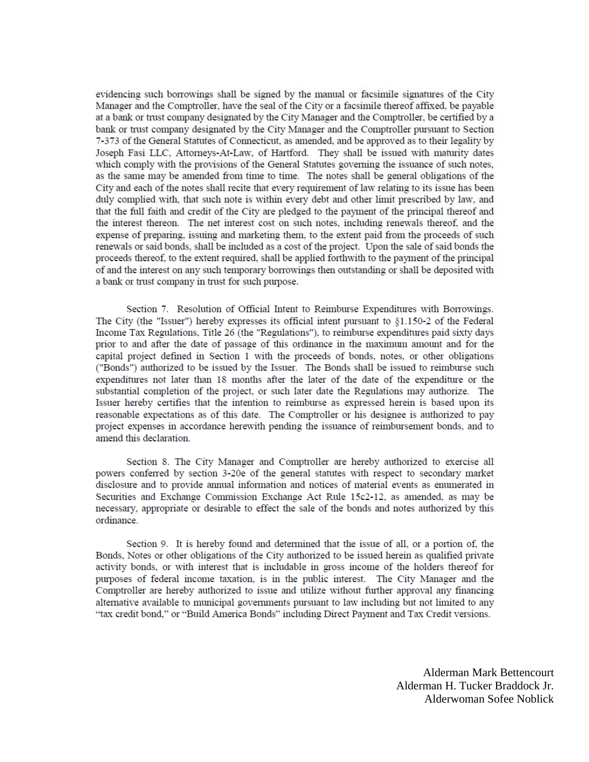evidencing such borrowings shall be signed by the manual or facsimile signatures of the City Manager and the Comptroller, have the seal of the City or a facsimile thereof affixed, be payable at a bank or trust company designated by the City Manager and the Comptroller, be certified by a bank or trust company designated by the City Manager and the Comptroller pursuant to Section 7-373 of the General Statutes of Connecticut, as amended, and be approved as to their legality by Joseph Fasi LLC, Attorneys-At-Law, of Hartford. They shall be issued with maturity dates which comply with the provisions of the General Statutes governing the issuance of such notes, as the same may be amended from time to time. The notes shall be general obligations of the City and each of the notes shall recite that every requirement of law relating to its issue has been duly complied with, that such note is within every debt and other limit prescribed by law, and that the full faith and credit of the City are pledged to the payment of the principal thereof and the interest thereon. The net interest cost on such notes, including renewals thereof, and the expense of preparing, issuing and marketing them, to the extent paid from the proceeds of such renewals or said bonds, shall be included as a cost of the project. Upon the sale of said bonds the proceeds thereof, to the extent required, shall be applied forthwith to the payment of the principal of and the interest on any such temporary borrowings then outstanding or shall be deposited with a bank or trust company in trust for such purpose.

Section 7. Resolution of Official Intent to Reimburse Expenditures with Borrowings. The City (the "Issuer") hereby expresses its official intent pursuant to §1.150-2 of the Federal Income Tax Regulations, Title 26 (the "Regulations"), to reimburse expenditures paid sixty days prior to and after the date of passage of this ordinance in the maximum amount and for the capital project defined in Section 1 with the proceeds of bonds, notes, or other obligations ("Bonds") authorized to be issued by the Issuer. The Bonds shall be issued to reimburse such expenditures not later than 18 months after the later of the date of the expenditure or the substantial completion of the project, or such later date the Regulations may authorize. The Issuer hereby certifies that the intention to reimburse as expressed herein is based upon its reasonable expectations as of this date. The Comptroller or his designee is authorized to pay project expenses in accordance herewith pending the issuance of reimbursement bonds, and to amend this declaration.

Section 8. The City Manager and Comptroller are hereby authorized to exercise all powers conferred by section 3-20e of the general statutes with respect to secondary market disclosure and to provide annual information and notices of material events as enumerated in Securities and Exchange Commission Exchange Act Rule 15c2-12, as amended, as may be necessary, appropriate or desirable to effect the sale of the bonds and notes authorized by this ordinance.

Section 9. It is hereby found and determined that the issue of all, or a portion of, the Bonds, Notes or other obligations of the City authorized to be issued herein as qualified private activity bonds, or with interest that is includable in gross income of the holders thereof for purposes of federal income taxation, is in the public interest. The City Manager and the Comptroller are hereby authorized to issue and utilize without further approval any financing alternative available to municipal governments pursuant to law including but not limited to any "tax credit bond," or "Build America Bonds" including Direct Payment and Tax Credit versions.

Alderman Mark Bettencourt
Alderman H. Tucker Braddock Jr.
Alderwoman Sofee Noblick